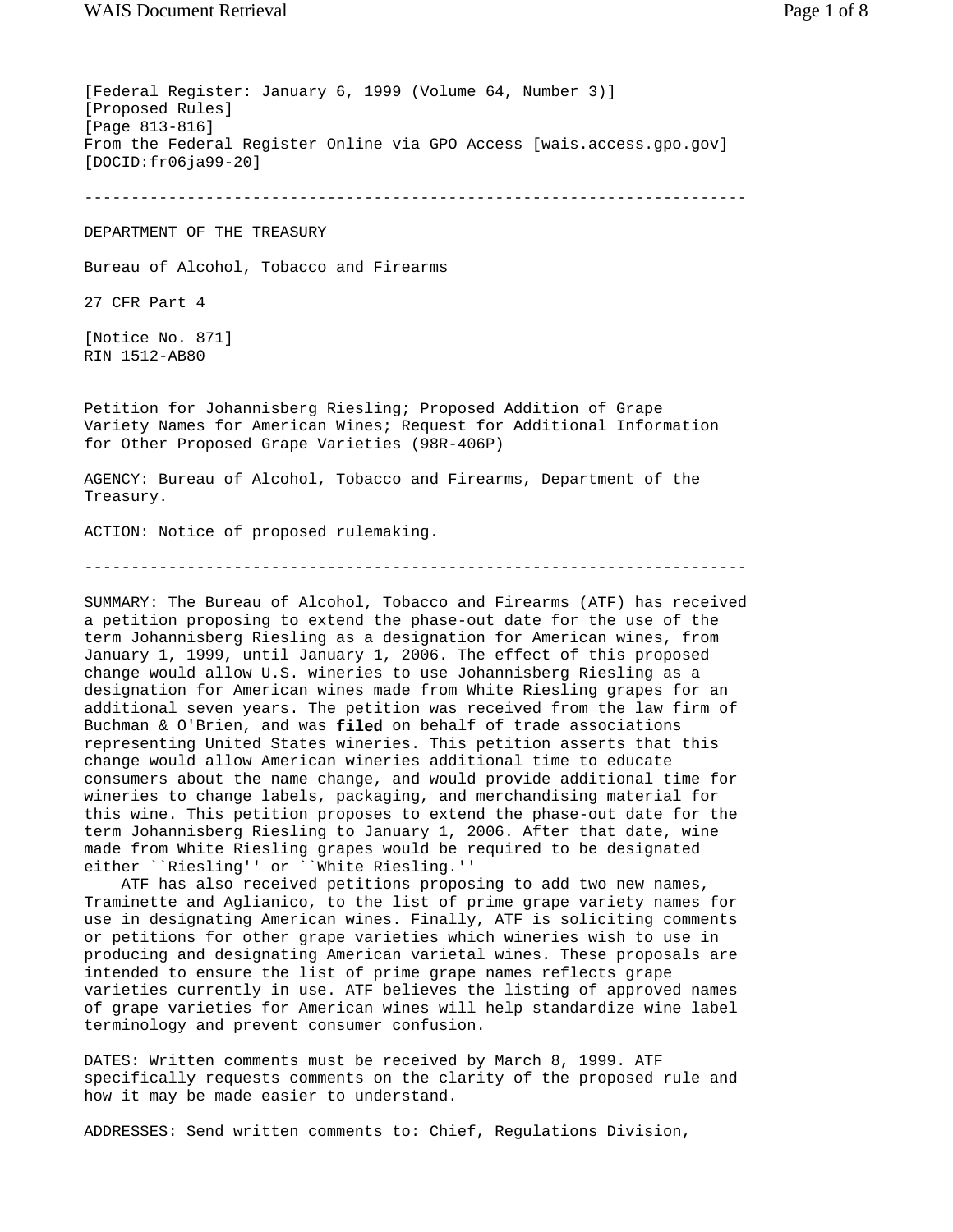[Federal Register: January 6, 1999 (Volume 64, Number 3)]
[Proposed Rules]
[Page 813-816]
From the Federal Register Online via GPO Access [wais.access.gpo.gov]
[DOCID:fr06ja99-20]

---

DEPARTMENT OF THE TREASURY

Bureau of Alcohol, Tobacco and Firearms

27 CFR Part 4

[Notice No. 871]
RIN 1512-AB80

Petition for Johannisberg Riesling; Proposed Addition of Grape Variety Names for American Wines; Request for Additional Information for Other Proposed Grape Varieties (98R-406P)

AGENCY: Bureau of Alcohol, Tobacco and Firearms, Department of the Treasury.

ACTION: Notice of proposed rulemaking.

---

SUMMARY: The Bureau of Alcohol, Tobacco and Firearms (ATF) has received a petition proposing to extend the phase-out date for the use of the term Johannisberg Riesling as a designation for American wines, from January 1, 1999, until January 1, 2006. The effect of this proposed change would allow U.S. wineries to use Johannisberg Riesling as a designation for American wines made from White Riesling grapes for an additional seven years. The petition was received from the law firm of Buchman & O'Brien, and was **filed** on behalf of trade associations representing United States wineries. This petition asserts that this change would allow American wineries additional time to educate consumers about the name change, and would provide additional time for wineries to change labels, packaging, and merchandising material for this wine. This petition proposes to extend the phase-out date for the term Johannisberg Riesling to January 1, 2006. After that date, wine made from White Riesling grapes would be required to be designated either ``Riesling'' or ``White Riesling.''

ATF has also received petitions proposing to add two new names, Traminette and Aglianico, to the list of prime grape variety names for use in designating American wines. Finally, ATF is soliciting comments or petitions for other grape varieties which wineries wish to use in producing and designating American varietal wines. These proposals are intended to ensure the list of prime grape names reflects grape varieties currently in use. ATF believes the listing of approved names of grape varieties for American wines will help standardize wine label terminology and prevent consumer confusion.

DATES: Written comments must be received by March 8, 1999. ATF specifically requests comments on the clarity of the proposed rule and how it may be made easier to understand.

ADDRESSES: Send written comments to: Chief, Regulations Division,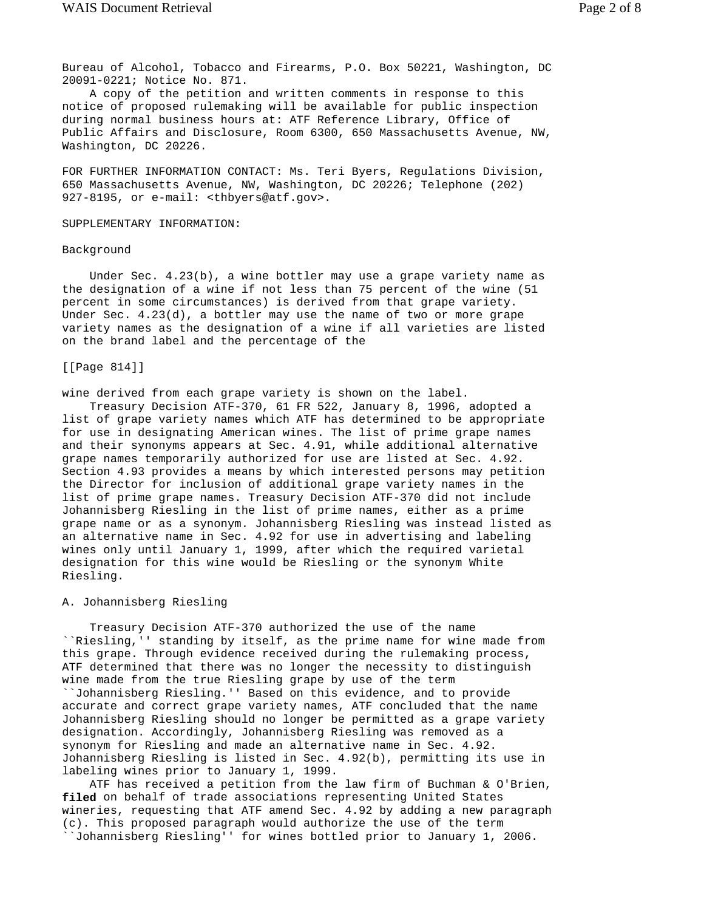Bureau of Alcohol, Tobacco and Firearms, P.O. Box 50221, Washington, DC 20091-0221; Notice No. 871.

A copy of the petition and written comments in response to this notice of proposed rulemaking will be available for public inspection during normal business hours at: ATF Reference Library, Office of Public Affairs and Disclosure, Room 6300, 650 Massachusetts Avenue, NW, Washington, DC 20226.

FOR FURTHER INFORMATION CONTACT: Ms. Teri Byers, Regulations Division, 650 Massachusetts Avenue, NW, Washington, DC 20226; Telephone (202) 927-8195, or e-mail: <thbyers@atf.gov>.

SUPPLEMENTARY INFORMATION:

Background

Under Sec. 4.23(b), a wine bottler may use a grape variety name as the designation of a wine if not less than 75 percent of the wine (51 percent in some circumstances) is derived from that grape variety. Under Sec. 4.23(d), a bottler may use the name of two or more grape variety names as the designation of a wine if all varieties are listed on the brand label and the percentage of the

[[Page 814]]

wine derived from each grape variety is shown on the label.

Treasury Decision ATF-370, 61 FR 522, January 8, 1996, adopted a list of grape variety names which ATF has determined to be appropriate for use in designating American wines. The list of prime grape names and their synonyms appears at Sec. 4.91, while additional alternative grape names temporarily authorized for use are listed at Sec. 4.92. Section 4.93 provides a means by which interested persons may petition the Director for inclusion of additional grape variety names in the list of prime grape names. Treasury Decision ATF-370 did not include Johannisberg Riesling in the list of prime names, either as a prime grape name or as a synonym. Johannisberg Riesling was instead listed as an alternative name in Sec. 4.92 for use in advertising and labeling wines only until January 1, 1999, after which the required varietal designation for this wine would be Riesling or the synonym White Riesling.

A. Johannisberg Riesling

Treasury Decision ATF-370 authorized the use of the name ``Riesling,'' standing by itself, as the prime name for wine made from this grape. Through evidence received during the rulemaking process, ATF determined that there was no longer the necessity to distinguish wine made from the true Riesling grape by use of the term ``Johannisberg Riesling.'' Based on this evidence, and to provide accurate and correct grape variety names, ATF concluded that the name Johannisberg Riesling should no longer be permitted as a grape variety designation. Accordingly, Johannisberg Riesling was removed as a synonym for Riesling and made an alternative name in Sec. 4.92. Johannisberg Riesling is listed in Sec. 4.92(b), permitting its use in labeling wines prior to January 1, 1999.

ATF has received a petition from the law firm of Buchman & O'Brien, **filed** on behalf of trade associations representing United States wineries, requesting that ATF amend Sec. 4.92 by adding a new paragraph (c). This proposed paragraph would authorize the use of the term ``Johannisberg Riesling'' for wines bottled prior to January 1, 2006.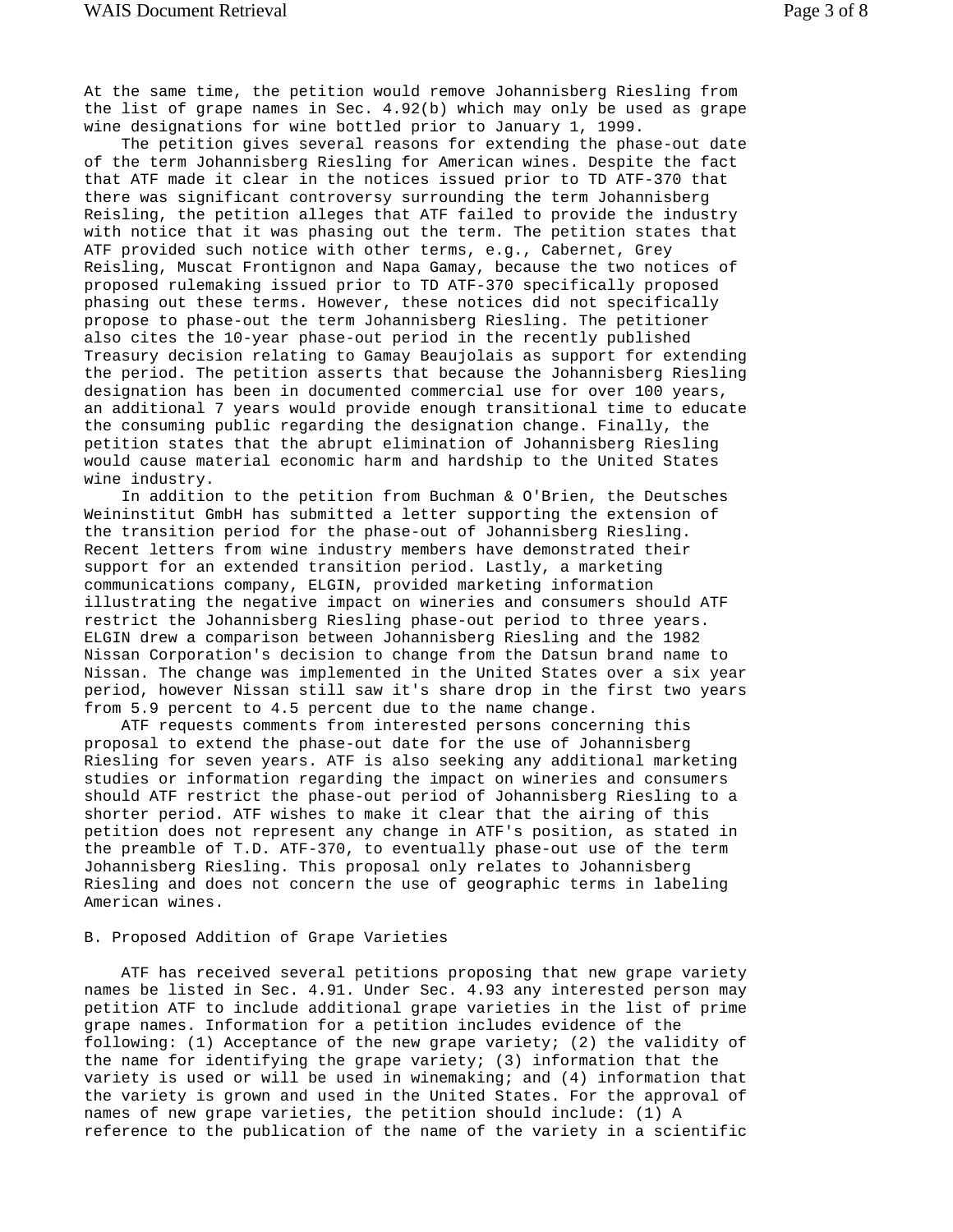At the same time, the petition would remove Johannisberg Riesling from the list of grape names in Sec. 4.92(b) which may only be used as grape wine designations for wine bottled prior to January 1, 1999.

The petition gives several reasons for extending the phase-out date of the term Johannisberg Riesling for American wines. Despite the fact that ATF made it clear in the notices issued prior to TD ATF-370 that there was significant controversy surrounding the term Johannisberg Reisling, the petition alleges that ATF failed to provide the industry with notice that it was phasing out the term. The petition states that ATF provided such notice with other terms, e.g., Cabernet, Grey Reisling, Muscat Frontignon and Napa Gamay, because the two notices of proposed rulemaking issued prior to TD ATF-370 specifically proposed phasing out these terms. However, these notices did not specifically propose to phase-out the term Johannisberg Riesling. The petitioner also cites the 10-year phase-out period in the recently published Treasury decision relating to Gamay Beaujolais as support for extending the period. The petition asserts that because the Johannisberg Riesling designation has been in documented commercial use for over 100 years, an additional 7 years would provide enough transitional time to educate the consuming public regarding the designation change. Finally, the petition states that the abrupt elimination of Johannisberg Riesling would cause material economic harm and hardship to the United States wine industry.

In addition to the petition from Buchman & O'Brien, the Deutsches Weininstitut GmbH has submitted a letter supporting the extension of the transition period for the phase-out of Johannisberg Riesling. Recent letters from wine industry members have demonstrated their support for an extended transition period. Lastly, a marketing communications company, ELGIN, provided marketing information illustrating the negative impact on wineries and consumers should ATF restrict the Johannisberg Riesling phase-out period to three years. ELGIN drew a comparison between Johannisberg Riesling and the 1982 Nissan Corporation's decision to change from the Datsun brand name to Nissan. The change was implemented in the United States over a six year period, however Nissan still saw it's share drop in the first two years from 5.9 percent to 4.5 percent due to the name change.

ATF requests comments from interested persons concerning this proposal to extend the phase-out date for the use of Johannisberg Riesling for seven years. ATF is also seeking any additional marketing studies or information regarding the impact on wineries and consumers should ATF restrict the phase-out period of Johannisberg Riesling to a shorter period. ATF wishes to make it clear that the airing of this petition does not represent any change in ATF's position, as stated in the preamble of T.D. ATF-370, to eventually phase-out use of the term Johannisberg Riesling. This proposal only relates to Johannisberg Riesling and does not concern the use of geographic terms in labeling American wines.

B. Proposed Addition of Grape Varieties

ATF has received several petitions proposing that new grape variety names be listed in Sec. 4.91. Under Sec. 4.93 any interested person may petition ATF to include additional grape varieties in the list of prime grape names. Information for a petition includes evidence of the following: (1) Acceptance of the new grape variety; (2) the validity of the name for identifying the grape variety; (3) information that the variety is used or will be used in winemaking; and (4) information that the variety is grown and used in the United States. For the approval of names of new grape varieties, the petition should include: (1) A reference to the publication of the name of the variety in a scientific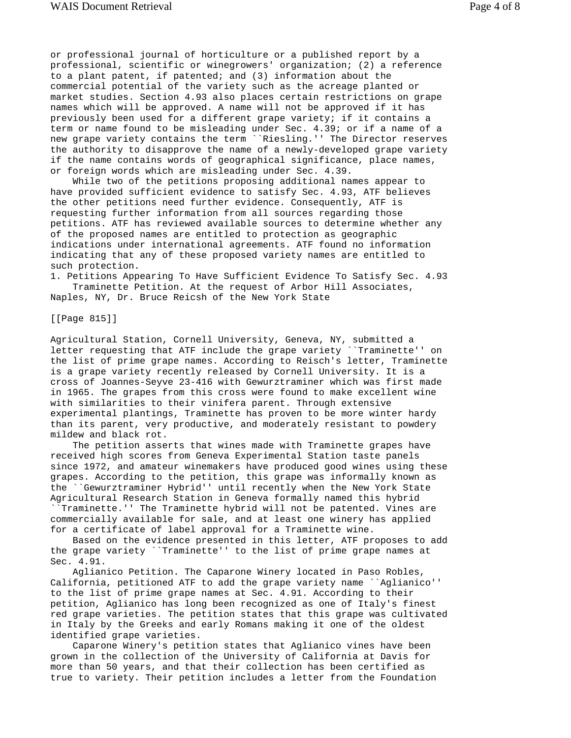or professional journal of horticulture or a published report by a professional, scientific or winegrowers' organization; (2) a reference to a plant patent, if patented; and (3) information about the commercial potential of the variety such as the acreage planted or market studies. Section 4.93 also places certain restrictions on grape names which will be approved. A name will not be approved if it has previously been used for a different grape variety; if it contains a term or name found to be misleading under Sec. 4.39; or if a name of a new grape variety contains the term ``Riesling.'' The Director reserves the authority to disapprove the name of a newly-developed grape variety if the name contains words of geographical significance, place names, or foreign words which are misleading under Sec. 4.39.

While two of the petitions proposing additional names appear to have provided sufficient evidence to satisfy Sec. 4.93, ATF believes the other petitions need further evidence. Consequently, ATF is requesting further information from all sources regarding those petitions. ATF has reviewed available sources to determine whether any of the proposed names are entitled to protection as geographic indications under international agreements. ATF found no information indicating that any of these proposed variety names are entitled to such protection.

1. Petitions Appearing To Have Sufficient Evidence To Satisfy Sec. 4.93

Traminette Petition. At the request of Arbor Hill Associates, Naples, NY, Dr. Bruce Reicsh of the New York State

[[Page 815]]

Agricultural Station, Cornell University, Geneva, NY, submitted a letter requesting that ATF include the grape variety ``Traminette'' on the list of prime grape names. According to Reisch's letter, Traminette is a grape variety recently released by Cornell University. It is a cross of Joannes-Seyve 23-416 with Gewurztraminer which was first made in 1965. The grapes from this cross were found to make excellent wine with similarities to their vinifera parent. Through extensive experimental plantings, Traminette has proven to be more winter hardy than its parent, very productive, and moderately resistant to powdery mildew and black rot.

The petition asserts that wines made with Traminette grapes have received high scores from Geneva Experimental Station taste panels since 1972, and amateur winemakers have produced good wines using these grapes. According to the petition, this grape was informally known as the ``Gewurztraminer Hybrid'' until recently when the New York State Agricultural Research Station in Geneva formally named this hybrid ``Traminette.'' The Traminette hybrid will not be patented. Vines are commercially available for sale, and at least one winery has applied for a certificate of label approval for a Traminette wine.

Based on the evidence presented in this letter, ATF proposes to add the grape variety ``Traminette'' to the list of prime grape names at Sec. 4.91.

Aglianico Petition. The Caparone Winery located in Paso Robles, California, petitioned ATF to add the grape variety name ``Aglianico'' to the list of prime grape names at Sec. 4.91. According to their petition, Aglianico has long been recognized as one of Italy's finest red grape varieties. The petition states that this grape was cultivated in Italy by the Greeks and early Romans making it one of the oldest identified grape varieties.

Caparone Winery's petition states that Aglianico vines have been grown in the collection of the University of California at Davis for more than 50 years, and that their collection has been certified as true to variety. Their petition includes a letter from the Foundation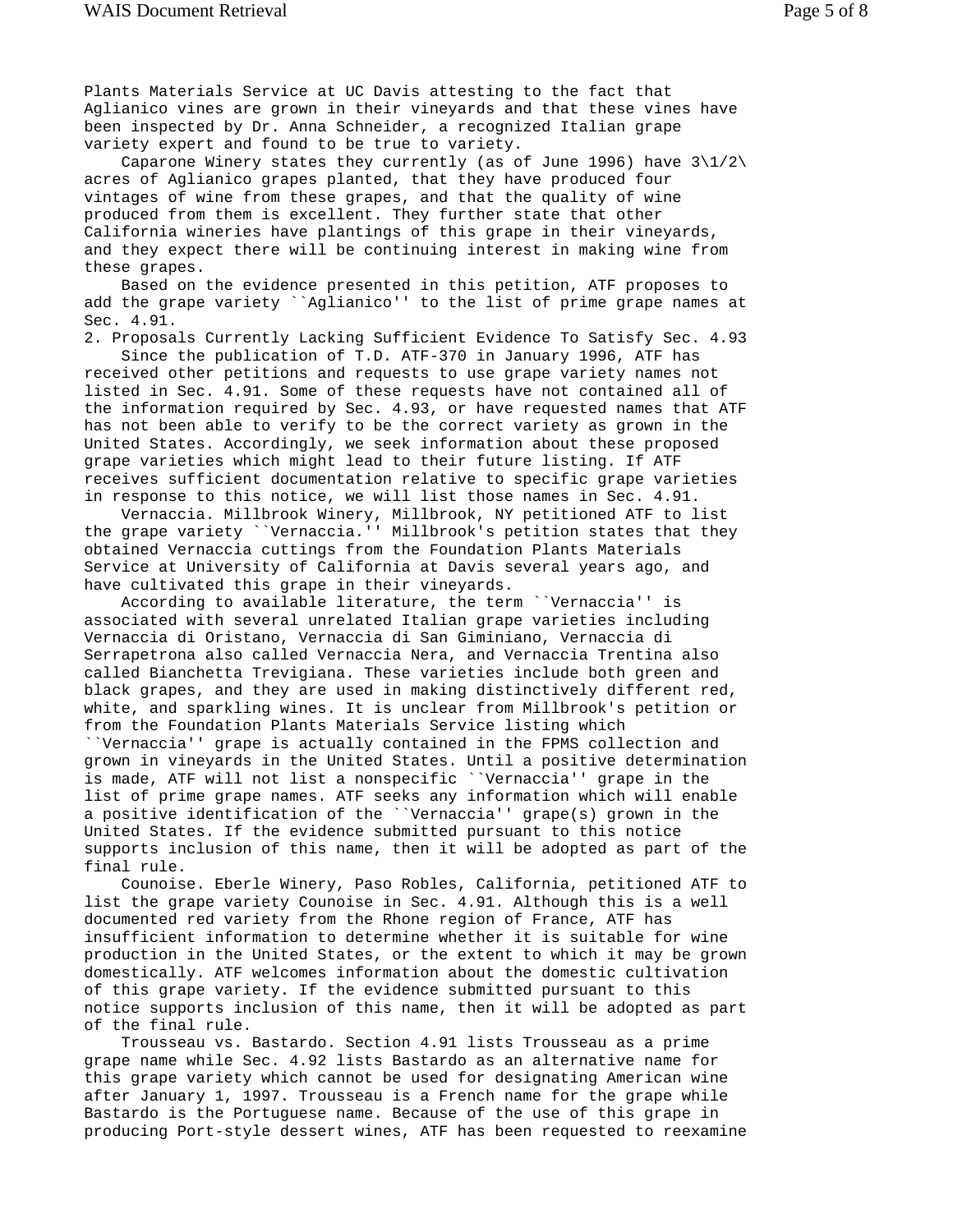Plants Materials Service at UC Davis attesting to the fact that Aglianico vines are grown in their vineyards and that these vines have been inspected by Dr. Anna Schneider, a recognized Italian grape variety expert and found to be true to variety.

Caparone Winery states they currently (as of June 1996) have 3\1/2\ acres of Aglianico grapes planted, that they have produced four vintages of wine from these grapes, and that the quality of wine produced from them is excellent. They further state that other California wineries have plantings of this grape in their vineyards, and they expect there will be continuing interest in making wine from these grapes.

Based on the evidence presented in this petition, ATF proposes to add the grape variety ``Aglianico'' to the list of prime grape names at Sec. 4.91.

2. Proposals Currently Lacking Sufficient Evidence To Satisfy Sec. 4.93

Since the publication of T.D. ATF-370 in January 1996, ATF has received other petitions and requests to use grape variety names not listed in Sec. 4.91. Some of these requests have not contained all of the information required by Sec. 4.93, or have requested names that ATF has not been able to verify to be the correct variety as grown in the United States. Accordingly, we seek information about these proposed grape varieties which might lead to their future listing. If ATF receives sufficient documentation relative to specific grape varieties in response to this notice, we will list those names in Sec. 4.91.

Vernaccia. Millbrook Winery, Millbrook, NY petitioned ATF to list the grape variety ``Vernaccia.'' Millbrook's petition states that they obtained Vernaccia cuttings from the Foundation Plants Materials Service at University of California at Davis several years ago, and have cultivated this grape in their vineyards.

According to available literature, the term ``Vernaccia'' is associated with several unrelated Italian grape varieties including Vernaccia di Oristano, Vernaccia di San Giminiano, Vernaccia di Serrapetrona also called Vernaccia Nera, and Vernaccia Trentina also called Bianchetta Trevigiana. These varieties include both green and black grapes, and they are used in making distinctively different red, white, and sparkling wines. It is unclear from Millbrook's petition or from the Foundation Plants Materials Service listing which ``Vernaccia'' grape is actually contained in the FPMS collection and grown in vineyards in the United States. Until a positive determination is made, ATF will not list a nonspecific ``Vernaccia'' grape in the list of prime grape names. ATF seeks any information which will enable a positive identification of the ``Vernaccia'' grape(s) grown in the United States. If the evidence submitted pursuant to this notice supports inclusion of this name, then it will be adopted as part of the final rule.

Counoise. Eberle Winery, Paso Robles, California, petitioned ATF to list the grape variety Counoise in Sec. 4.91. Although this is a well documented red variety from the Rhone region of France, ATF has insufficient information to determine whether it is suitable for wine production in the United States, or the extent to which it may be grown domestically. ATF welcomes information about the domestic cultivation of this grape variety. If the evidence submitted pursuant to this notice supports inclusion of this name, then it will be adopted as part of the final rule.

Trousseau vs. Bastardo. Section 4.91 lists Trousseau as a prime grape name while Sec. 4.92 lists Bastardo as an alternative name for this grape variety which cannot be used for designating American wine after January 1, 1997. Trousseau is a French name for the grape while Bastardo is the Portuguese name. Because of the use of this grape in producing Port-style dessert wines, ATF has been requested to reexamine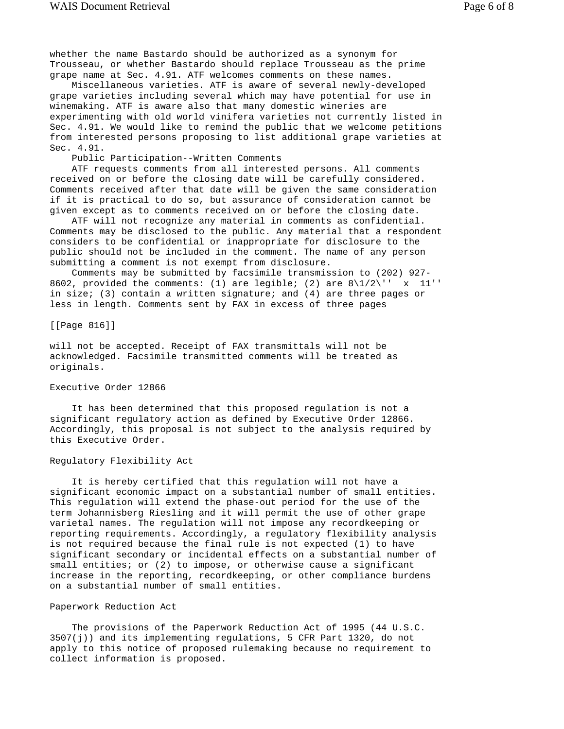whether the name Bastardo should be authorized as a synonym for Trousseau, or whether Bastardo should replace Trousseau as the prime grape name at Sec. 4.91. ATF welcomes comments on these names.

Miscellaneous varieties. ATF is aware of several newly-developed grape varieties including several which may have potential for use in winemaking. ATF is aware also that many domestic wineries are experimenting with old world vinifera varieties not currently listed in Sec. 4.91. We would like to remind the public that we welcome petitions from interested persons proposing to list additional grape varieties at Sec. 4.91.

Public Participation--Written Comments

ATF requests comments from all interested persons. All comments received on or before the closing date will be carefully considered. Comments received after that date will be given the same consideration if it is practical to do so, but assurance of consideration cannot be given except as to comments received on or before the closing date.

ATF will not recognize any material in comments as confidential. Comments may be disclosed to the public. Any material that a respondent considers to be confidential or inappropriate for disclosure to the public should not be included in the comment. The name of any person submitting a comment is not exempt from disclosure.

Comments may be submitted by facsimile transmission to (202) 927-8602, provided the comments: (1) are legible; (2) are 8\1/2\'' x 11'' in size; (3) contain a written signature; and (4) are three pages or less in length. Comments sent by FAX in excess of three pages

[[Page 816]]

will not be accepted. Receipt of FAX transmittals will not be acknowledged. Facsimile transmitted comments will be treated as originals.

## Executive Order 12866

It has been determined that this proposed regulation is not a significant regulatory action as defined by Executive Order 12866. Accordingly, this proposal is not subject to the analysis required by this Executive Order.

## Regulatory Flexibility Act

It is hereby certified that this regulation will not have a significant economic impact on a substantial number of small entities. This regulation will extend the phase-out period for the use of the term Johannisberg Riesling and it will permit the use of other grape varietal names. The regulation will not impose any recordkeeping or reporting requirements. Accordingly, a regulatory flexibility analysis is not required because the final rule is not expected (1) to have significant secondary or incidental effects on a substantial number of small entities; or (2) to impose, or otherwise cause a significant increase in the reporting, recordkeeping, or other compliance burdens on a substantial number of small entities.

## Paperwork Reduction Act

The provisions of the Paperwork Reduction Act of 1995 (44 U.S.C. 3507(j)) and its implementing regulations, 5 CFR Part 1320, do not apply to this notice of proposed rulemaking because no requirement to collect information is proposed.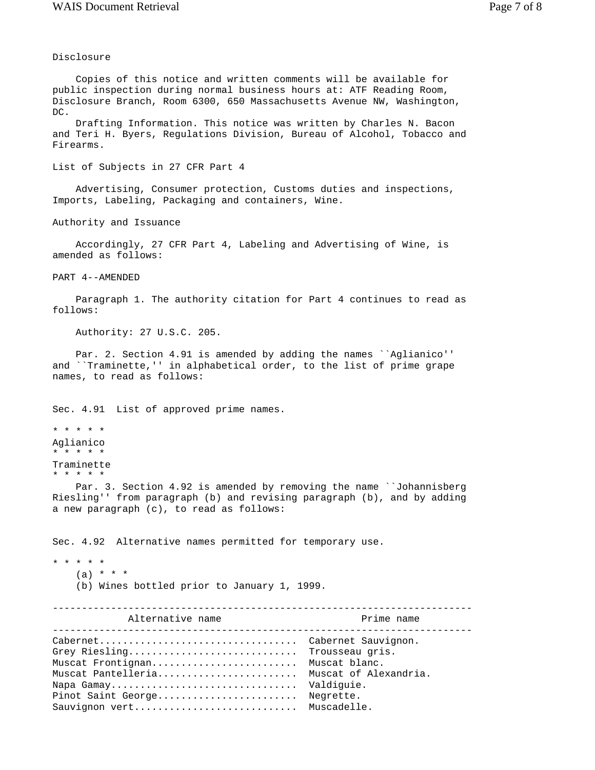Disclosure

Copies of this notice and written comments will be available for public inspection during normal business hours at: ATF Reading Room, Disclosure Branch, Room 6300, 650 Massachusetts Avenue NW, Washington, DC.

Drafting Information. This notice was written by Charles N. Bacon and Teri H. Byers, Regulations Division, Bureau of Alcohol, Tobacco and Firearms.

List of Subjects in 27 CFR Part 4

Advertising, Consumer protection, Customs duties and inspections, Imports, Labeling, Packaging and containers, Wine.

Authority and Issuance

Accordingly, 27 CFR Part 4, Labeling and Advertising of Wine, is amended as follows:

PART 4--AMENDED

Paragraph 1. The authority citation for Part 4 continues to read as follows:

Authority: 27 U.S.C. 205.

Par. 2. Section 4.91 is amended by adding the names ``Aglianico'' and ``Traminette,'' in alphabetical order, to the list of prime grape names, to read as follows:

Sec. 4.91 List of approved prime names.

\* \* \* \* \*
Aglianico
\* \* \* \* \*
Traminette
\* \* \* \* \*

Par. 3. Section 4.92 is amended by removing the name ``Johannisberg Riesling'' from paragraph (b) and revising paragraph (b), and by adding a new paragraph (c), to read as follows:

Sec. 4.92 Alternative names permitted for temporary use.

\* \* \* \* \*

(a) \* \* \*

(b) Wines bottled prior to January 1, 1999.

| Alternative name | Prime name |
|---|---|
| Cabernet | Cabernet Sauvignon. |
| Grey Riesling | Trousseau gris. |
| Muscat Frontignan | Muscat blanc. |
| Muscat Pantelleria | Muscat of Alexandria. |
| Napa Gamay | Valdiguie. |
| Pinot Saint George | Negrette. |
| Sauvignon vert | Muscadelle. |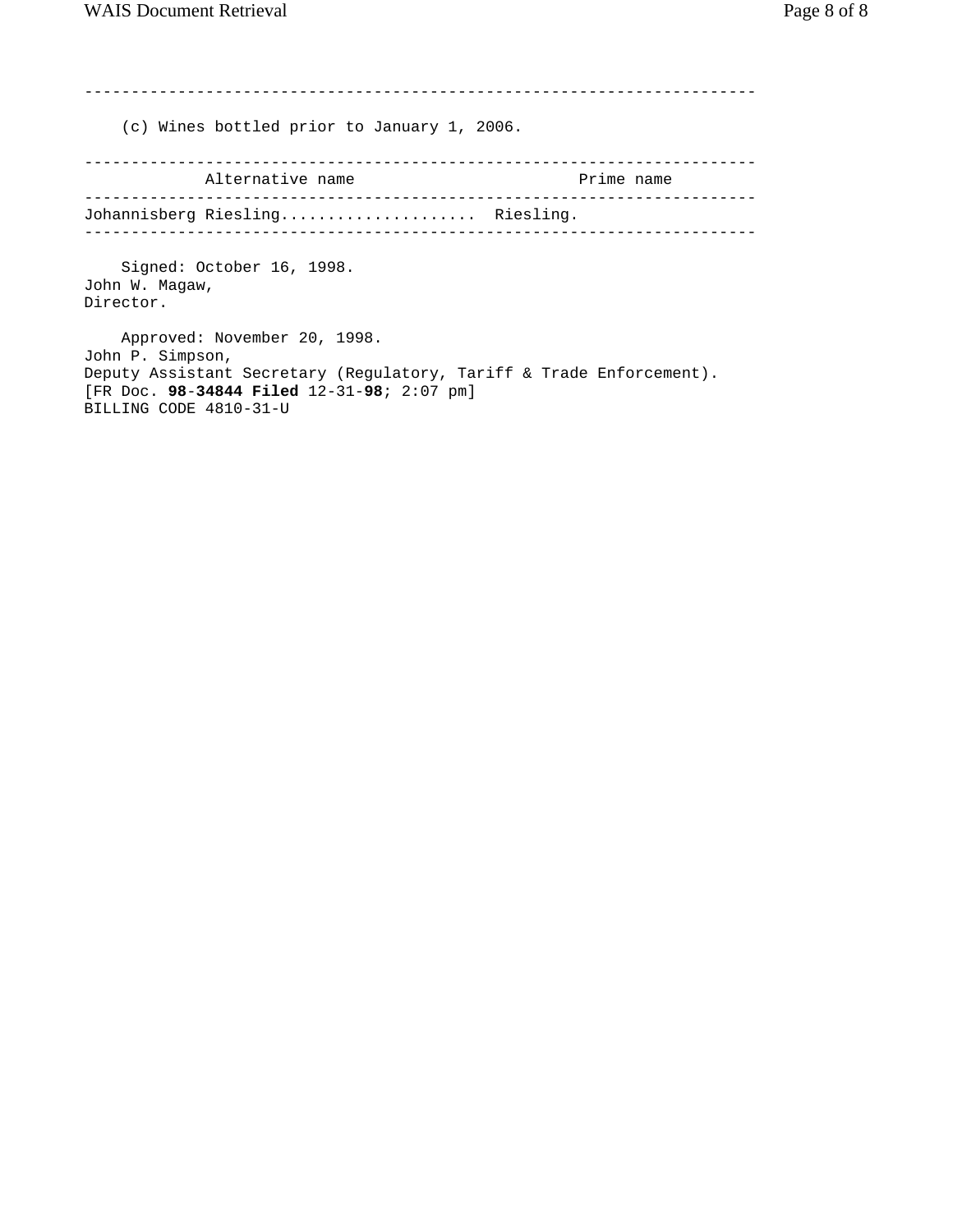(c) Wines bottled prior to January 1, 2006.

| Alternative name | Prime name |
| --- | --- |
| Johannisberg Riesling | Riesling. |

Signed: October 16, 1998.
John W. Magaw,
Director.

Approved: November 20, 1998.
John P. Simpson,
Deputy Assistant Secretary (Regulatory, Tariff & Trade Enforcement).
[FR Doc. **98**-**34844** **Filed** 12-31-**98**; 2:07 pm]
BILLING CODE 4810-31-U